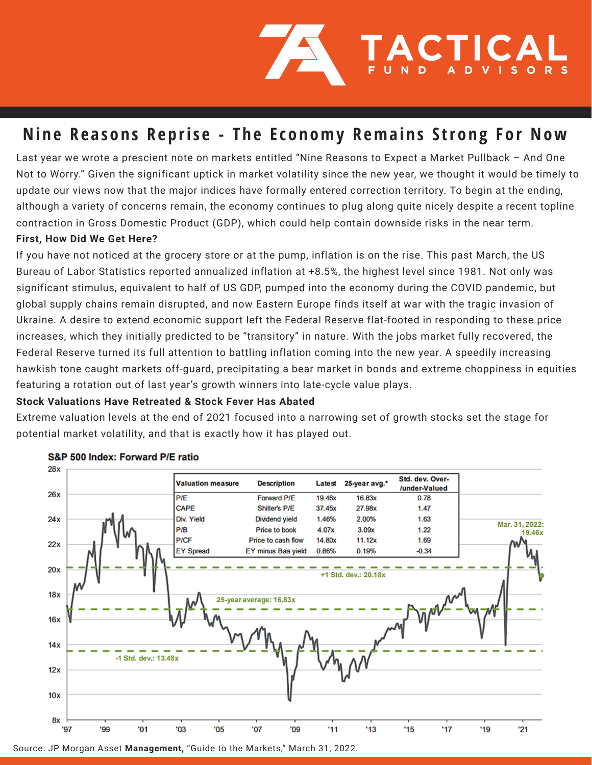# Nine Reasons Reprise - The Economy Remains Strong For Now

Last year we wrote a prescient note on markets entitled "Nine Reasons to Expect a Market Pullback – And One Not to Worry." Given the significant uptick in market volatility since the new year, we thought it would be timely to update our views now that the major indices have formally entered correction territory. To begin at the ending, although a variety of concerns remain, the economy continues to plug along quite nicely despite a recent topline contraction in Gross Domestic Product (GDP), which could help contain downside risks in the near term.

**First, How Did We Get Here?**

If you have not noticed at the grocery store or at the pump, inflation is on the rise. This past March, the US Bureau of Labor Statistics reported annualized inflation at +8.5%, the highest level since 1981. Not only was significant stimulus, equivalent to half of US GDP, pumped into the economy during the COVID pandemic, but global supply chains remain disrupted, and now Eastern Europe finds itself at war with the tragic invasion of Ukraine. A desire to extend economic support left the Federal Reserve flat-footed in responding to these price increases, which they initially predicted to be "transitory" in nature. With the jobs market fully recovered, the Federal Reserve turned its full attention to battling inflation coming into the new year. A speedily increasing hawkish tone caught markets off-guard, precipitating a bear market in bonds and extreme choppiness in equities featuring a rotation out of last year's growth winners into late-cycle value plays.

**Stock Valuations Have Retreated & Stock Fever Has Abated**

Extreme valuation levels at the end of 2021 focused into a narrowing set of growth stocks set the stage for potential market volatility, and that is exactly how it has played out.

**S&P 500 Index: Forward P/E ratio**

| Valuation measure | Description | Latest | 25-year avg.* | Std. dev. Over-/under-Valued |
|---|---|---|---|---|
| P/E | Forward P/E | 19.46x | 16.83x | 0.78 |
| CAPE | Shiller's P/E | 37.45x | 27.98x | 1.47 |
| Div. Yield | Dividend yield | 1.46% | 2.00% | 1.63 |
| P/B | Price to book | 4.07x | 3.09x | 1.22 |
| P/CF | Price to cash flow | 14.80x | 11.12x | 1.69 |
| EY Spread | EY minus Baa yield | 0.86% | 0.19% | -0.34 |

Mar. 31, 2022: 19.46x

+1 Std. dev.: 20.18x

25-year average: 16.83x

-1 Std. dev.: 13.48x

Source: JP Morgan Asset **Management,** "Guide to the Markets," March 31, 2022.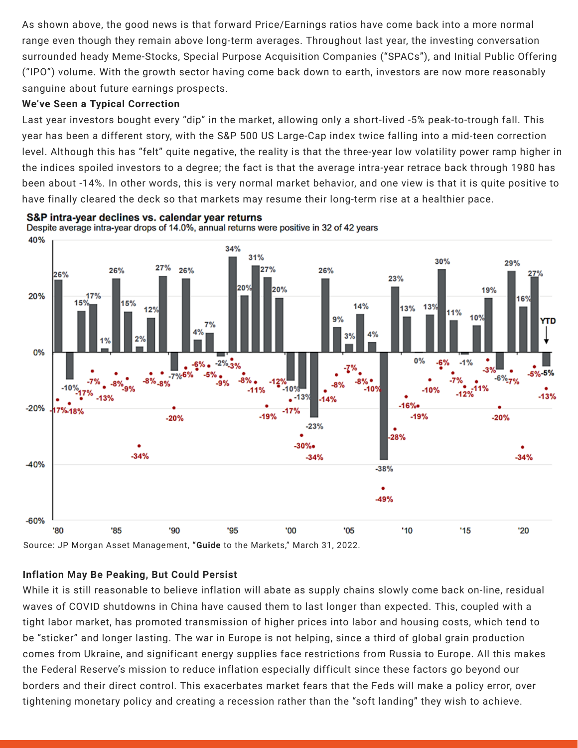As shown above, the good news is that forward Price/Earnings ratios have come back into a more normal range even though they remain above long-term averages. Throughout last year, the investing conversation surrounded heady Meme-Stocks, Special Purpose Acquisition Companies ("SPACs"), and Initial Public Offering ("IPO") volume. With the growth sector having come back down to earth, investors are now more reasonably sanguine about future earnings prospects.

**We've Seen a Typical Correction**

Last year investors bought every "dip" in the market, allowing only a short-lived -5% peak-to-trough fall. This year has been a different story, with the S&P 500 US Large-Cap index twice falling into a mid-teen correction level. Although this has "felt" quite negative, the reality is that the three-year low volatility power ramp higher in the indices spoiled investors to a degree; the fact is that the average intra-year retrace back through 1980 has been about -14%. In other words, this is very normal market behavior, and one view is that it is quite positive to have finally cleared the deck so that markets may resume their long-term rise at a healthier pace.

**S&P intra-year declines vs. calendar year returns**

Despite average intra-year drops of 14.0%, annual returns were positive in 32 of 42 years

Source: JP Morgan Asset Management, "**Guide** to the Markets," March 31, 2022.

**Inflation May Be Peaking, But Could Persist**

While it is still reasonable to believe inflation will abate as supply chains slowly come back on-line, residual waves of COVID shutdowns in China have caused them to last longer than expected. This, coupled with a tight labor market, has promoted transmission of higher prices into labor and housing costs, which tend to be "sticker" and longer lasting. The war in Europe is not helping, since a third of global grain production comes from Ukraine, and significant energy supplies face restrictions from Russia to Europe. All this makes the Federal Reserve's mission to reduce inflation especially difficult since these factors go beyond our borders and their direct control. This exacerbates market fears that the Feds will make a policy error, over tightening monetary policy and creating a recession rather than the "soft landing" they wish to achieve.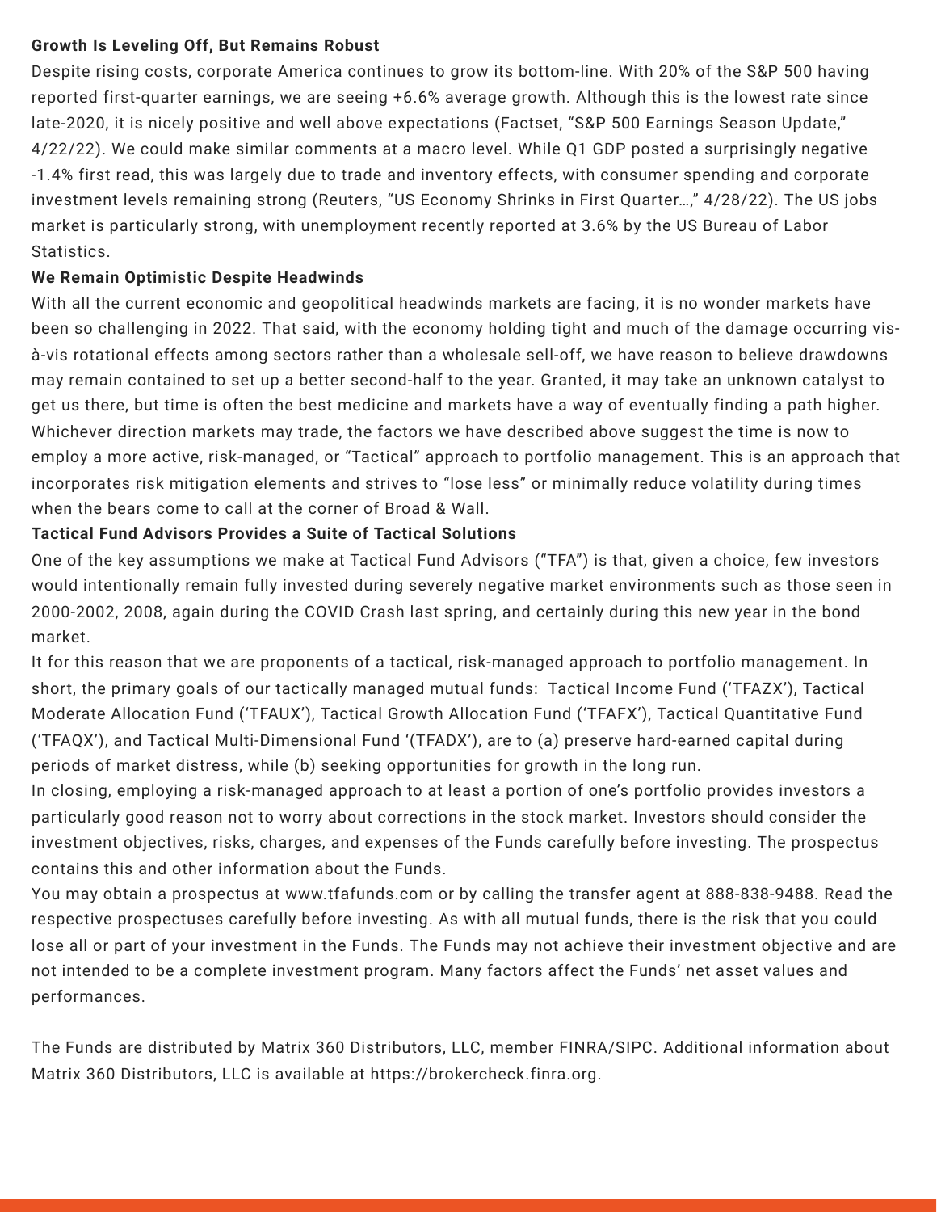**Growth Is Leveling Off, But Remains Robust**

Despite rising costs, corporate America continues to grow its bottom-line. With 20% of the S&P 500 having reported first-quarter earnings, we are seeing +6.6% average growth. Although this is the lowest rate since late-2020, it is nicely positive and well above expectations (Factset, "S&P 500 Earnings Season Update," 4/22/22). We could make similar comments at a macro level. While Q1 GDP posted a surprisingly negative -1.4% first read, this was largely due to trade and inventory effects, with consumer spending and corporate investment levels remaining strong (Reuters, "US Economy Shrinks in First Quarter…," 4/28/22). The US jobs market is particularly strong, with unemployment recently reported at 3.6% by the US Bureau of Labor Statistics.

**We Remain Optimistic Despite Headwinds**

With all the current economic and geopolitical headwinds markets are facing, it is no wonder markets have been so challenging in 2022. That said, with the economy holding tight and much of the damage occurring vis-à-vis rotational effects among sectors rather than a wholesale sell-off, we have reason to believe drawdowns may remain contained to set up a better second-half to the year. Granted, it may take an unknown catalyst to get us there, but time is often the best medicine and markets have a way of eventually finding a path higher. Whichever direction markets may trade, the factors we have described above suggest the time is now to employ a more active, risk-managed, or "Tactical" approach to portfolio management. This is an approach that incorporates risk mitigation elements and strives to "lose less" or minimally reduce volatility during times when the bears come to call at the corner of Broad & Wall.

**Tactical Fund Advisors Provides a Suite of Tactical Solutions**

One of the key assumptions we make at Tactical Fund Advisors ("TFA") is that, given a choice, few investors would intentionally remain fully invested during severely negative market environments such as those seen in 2000-2002, 2008, again during the COVID Crash last spring, and certainly during this new year in the bond market.

It for this reason that we are proponents of a tactical, risk-managed approach to portfolio management. In short, the primary goals of our tactically managed mutual funds: Tactical Income Fund ('TFAZX'), Tactical Moderate Allocation Fund ('TFAUX'), Tactical Growth Allocation Fund ('TFAFX'), Tactical Quantitative Fund ('TFAQX'), and Tactical Multi-Dimensional Fund '(TFADX'), are to (a) preserve hard-earned capital during periods of market distress, while (b) seeking opportunities for growth in the long run.

In closing, employing a risk-managed approach to at least a portion of one's portfolio provides investors a particularly good reason not to worry about corrections in the stock market. Investors should consider the investment objectives, risks, charges, and expenses of the Funds carefully before investing. The prospectus contains this and other information about the Funds.

You may obtain a prospectus at www.tfafunds.com or by calling the transfer agent at 888-838-9488. Read the respective prospectuses carefully before investing. As with all mutual funds, there is the risk that you could lose all or part of your investment in the Funds. The Funds may not achieve their investment objective and are not intended to be a complete investment program. Many factors affect the Funds' net asset values and performances.

The Funds are distributed by Matrix 360 Distributors, LLC, member FINRA/SIPC. Additional information about Matrix 360 Distributors, LLC is available at https://brokercheck.finra.org.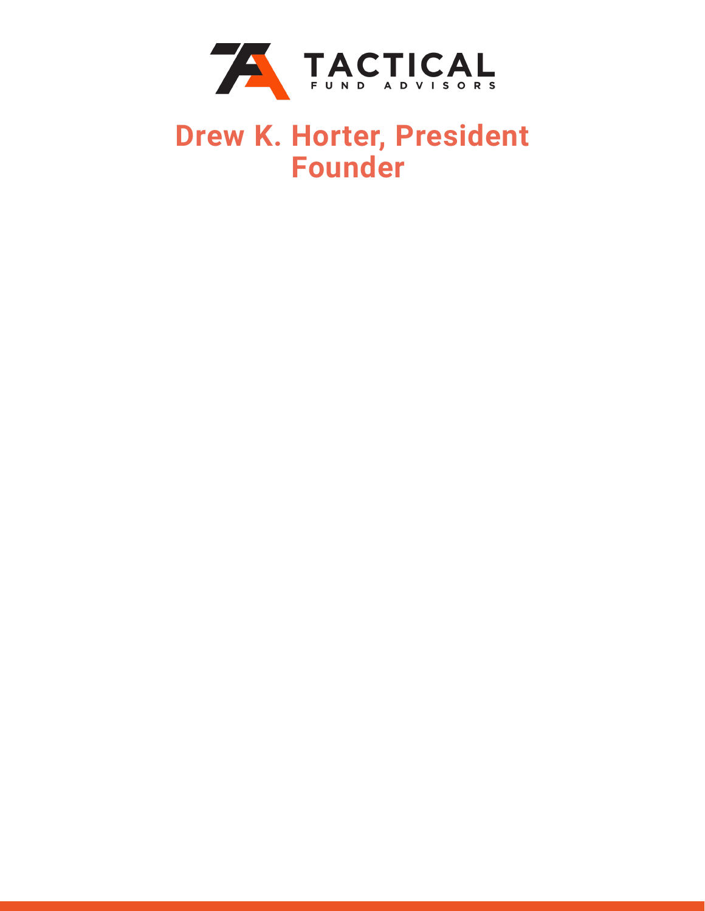TACTICAL
FUND ADVISORS

**Drew K. Horter, President**
**Founder**